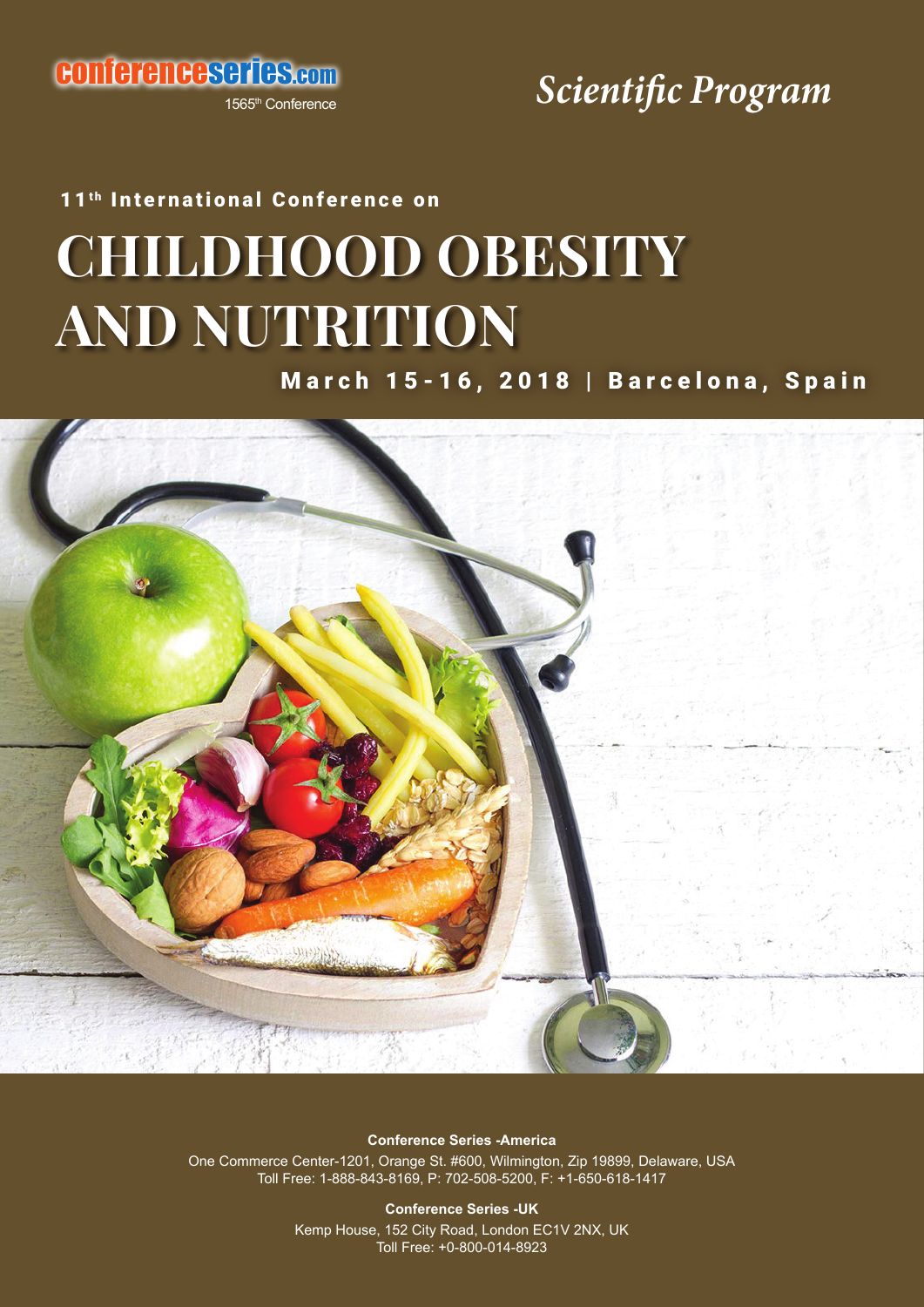conferenceseries.com

1565th Conference

*Scientific Program*

11th International Conference on

# CHILDHOOD OBESITY AND NUTRITION

March 15-16, 2018 | Barcelona, Spain

**Conference Series -America**

One Commerce Center-1201, Orange St. #600, Wilmington, Zip 19899, Delaware, USA
Toll Free: 1-888-843-8169, P: 702-508-5200, F: +1-650-618-1417

**Conference Series -UK**

Kemp House, 152 City Road, London EC1V 2NX, UK
Toll Free: +0-800-014-8923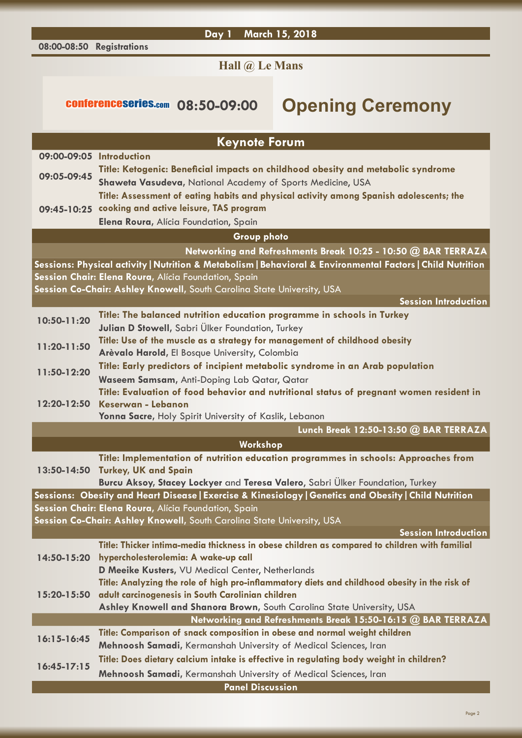## Day 1 March 15, 2018

**08:00-08:50 Registrations**

### Hall @ Le Mans

conferenceseries.com **08:50-09:00** **Opening Ceremony**

## Keynote Forum

**09:00-09:05 Introduction**

**09:05-09:45** **Title: Ketogenic: Beneficial impacts on childhood obesity and metabolic syndrome**
**Shaweta Vasudeva,** National Academy of Sports Medicine, USA

**09:45-10:25** **Title: Assessment of eating habits and physical activity among Spanish adolescents; the cooking and active leisure, TAS program**
**Elena Roura,** Alícia Foundation, Spain

**Group photo**

**Networking and Refreshments Break 10:25 - 10:50 @ BAR TERRAZA**

**Sessions: Physical activity | Nutrition & Metabolism | Behavioral & Environmental Factors | Child Nutrition**

**Session Chair: Elena Roura,** Alícia Foundation, Spain

**Session Co-Chair: Ashley Knowell,** South Carolina State University, USA

**Session Introduction**

**10:50-11:20** **Title: The balanced nutrition education programme in schools in Turkey**
**Julian D Stowell,** Sabri Ülker Foundation, Turkey

**11:20-11:50** **Title: Use of the muscle as a strategy for management of childhood obesity**
**Arèvalo Harold,** El Bosque University, Colombia

**11:50-12:20** **Title: Early predictors of incipient metabolic syndrome in an Arab population**
**Waseem Samsam,** Anti-Doping Lab Qatar, Qatar

**12:20-12:50** **Title: Evaluation of food behavior and nutritional status of pregnant women resident in Keserwan - Lebanon**
**Yonna Sacre,** Holy Spirit University of Kaslik, Lebanon

**Lunch Break 12:50-13:50 @ BAR TERRAZA**

## Workshop

**13:50-14:50** **Title: Implementation of nutrition education programmes in schools: Approaches from Turkey, UK and Spain**
**Burcu Aksoy, Stacey Lockyer** and **Teresa Valero,** Sabri Ülker Foundation, Turkey

**Sessions: Obesity and Heart Disease | Exercise & Kinesiology | Genetics and Obesity | Child Nutrition**

**Session Chair: Elena Roura,** Alícia Foundation, Spain

**Session Co-Chair: Ashley Knowell,** South Carolina State University, USA

**Session Introduction**

**14:50-15:20** **Title: Thicker intima-media thickness in obese children as compared to children with familial hypercholesterolemia: A wake-up call**
**D Meeike Kusters,** VU Medical Center, Netherlands

**15:20-15:50** **Title: Analyzing the role of high pro-inflammatory diets and childhood obesity in the risk of adult carcinogenesis in South Carolinian children**
**Ashley Knowell and Shanora Brown,** South Carolina State University, USA

**Networking and Refreshments Break 15:50-16:15 @ BAR TERRAZA**

**16:15-16:45** **Title: Comparison of snack composition in obese and normal weight children**
**Mehnoosh Samadi,** Kermanshah University of Medical Sciences, Iran

**16:45-17:15** **Title: Does dietary calcium intake is effective in regulating body weight in children?**
**Mehnoosh Samadi,** Kermanshah University of Medical Sciences, Iran

**Panel Discussion**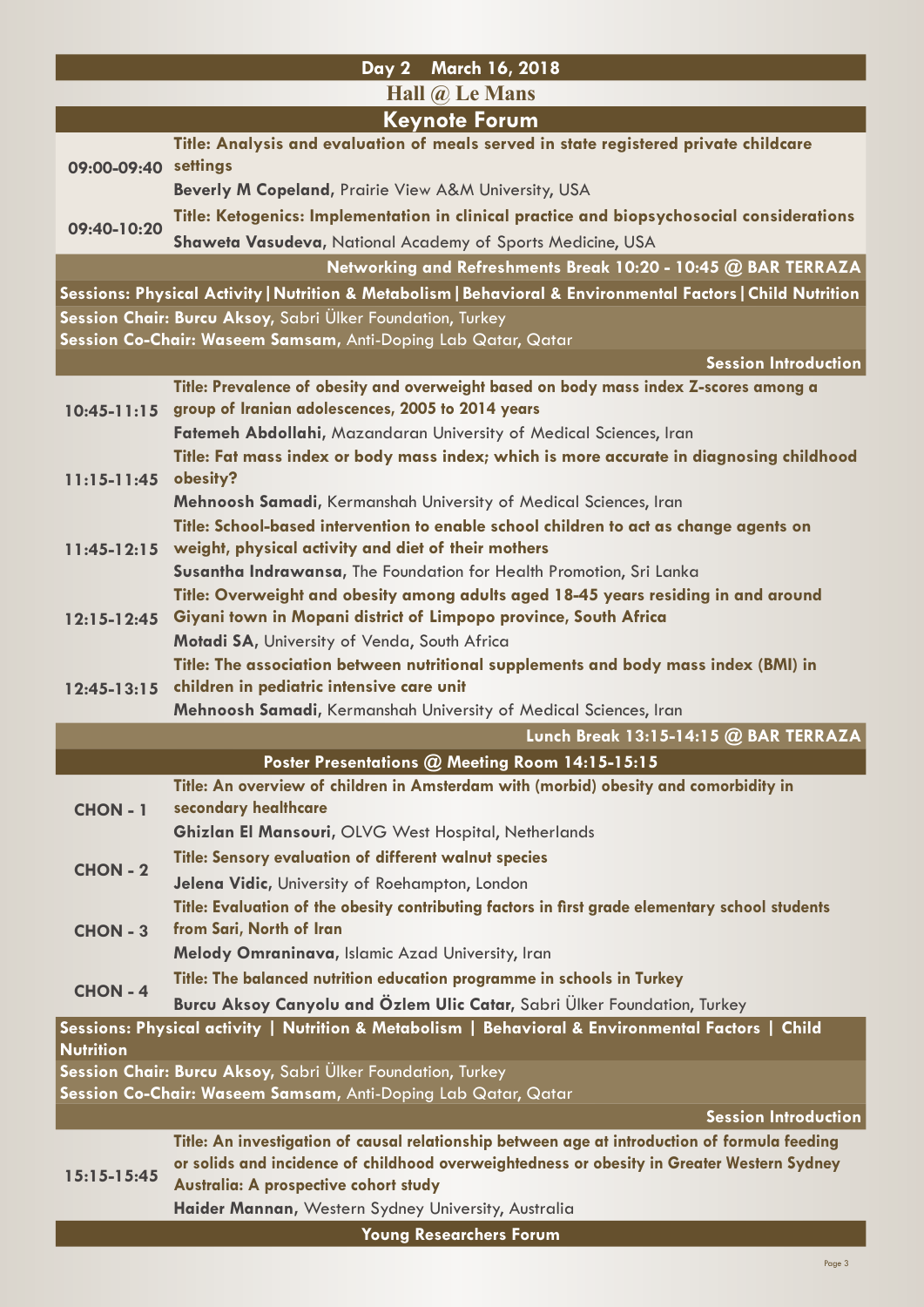## Day 2 March 16, 2018

### Hall @ Le Mans

### Keynote Forum

| | |
|---|---|
| 09:00-09:40 | **Title: Analysis and evaluation of meals served in state registered private childcare settings**<br>**Beverly M Copeland**, Prairie View A&M University, USA |
| 09:40-10:20 | **Title: Ketogenics: Implementation in clinical practice and biopsychosocial considerations**<br>**Shaweta Vasudeva**, National Academy of Sports Medicine, USA |

**Networking and Refreshments Break 10:20 - 10:45 @ BAR TERRAZA**

**Sessions: Physical Activity | Nutrition & Metabolism | Behavioral & Environmental Factors | Child Nutrition**

**Session Chair: Burcu Aksoy**, Sabri Ülker Foundation, Turkey

**Session Co-Chair: Waseem Samsam**, Anti-Doping Lab Qatar, Qatar

**Session Introduction**

| | |
|---|---|
| 10:45-11:15 | **Title: Prevalence of obesity and overweight based on body mass index Z-scores among a group of Iranian adolescences, 2005 to 2014 years**<br>**Fatemeh Abdollahi**, Mazandaran University of Medical Sciences, Iran |
| 11:15-11:45 | **Title: Fat mass index or body mass index; which is more accurate in diagnosing childhood obesity?**<br>**Mehnoosh Samadi**, Kermanshah University of Medical Sciences, Iran |
| 11:45-12:15 | **Title: School-based intervention to enable school children to act as change agents on weight, physical activity and diet of their mothers**<br>**Susantha Indrawansa**, The Foundation for Health Promotion, Sri Lanka |
| 12:15-12:45 | **Title: Overweight and obesity among adults aged 18-45 years residing in and around Giyani town in Mopani district of Limpopo province, South Africa**<br>**Motadi SA**, University of Venda, South Africa |
| 12:45-13:15 | **Title: The association between nutritional supplements and body mass index (BMI) in children in pediatric intensive care unit**<br>**Mehnoosh Samadi**, Kermanshah University of Medical Sciences, Iran |

**Lunch Break 13:15-14:15 @ BAR TERRAZA**

### Poster Presentations @ Meeting Room 14:15-15:15

| | |
|---|---|
| CHON - 1 | **Title: An overview of children in Amsterdam with (morbid) obesity and comorbidity in secondary healthcare**<br>**Ghizlan El Mansouri**, OLVG West Hospital, Netherlands |
| CHON - 2 | **Title: Sensory evaluation of different walnut species**<br>**Jelena Vidic**, University of Roehampton, London |
| CHON - 3 | **Title: Evaluation of the obesity contributing factors in first grade elementary school students from Sari, North of Iran**<br>**Melody Omraninava**, Islamic Azad University, Iran |
| CHON - 4 | **Title: The balanced nutrition education programme in schools in Turkey**<br>**Burcu Aksoy Canyolu and Özlem Ulic Catar**, Sabri Ülker Foundation, Turkey |

**Sessions: Physical activity | Nutrition & Metabolism | Behavioral & Environmental Factors | Child Nutrition**

**Session Chair: Burcu Aksoy**, Sabri Ülker Foundation, Turkey

**Session Co-Chair: Waseem Samsam**, Anti-Doping Lab Qatar, Qatar

**Session Introduction**

| | |
|---|---|
| 15:15-15:45 | **Title: An investigation of causal relationship between age at introduction of formula feeding or solids and incidence of childhood overweightedness or obesity in Greater Western Sydney Australia: A prospective cohort study**<br>**Haider Mannan**, Western Sydney University, Australia |

### Young Researchers Forum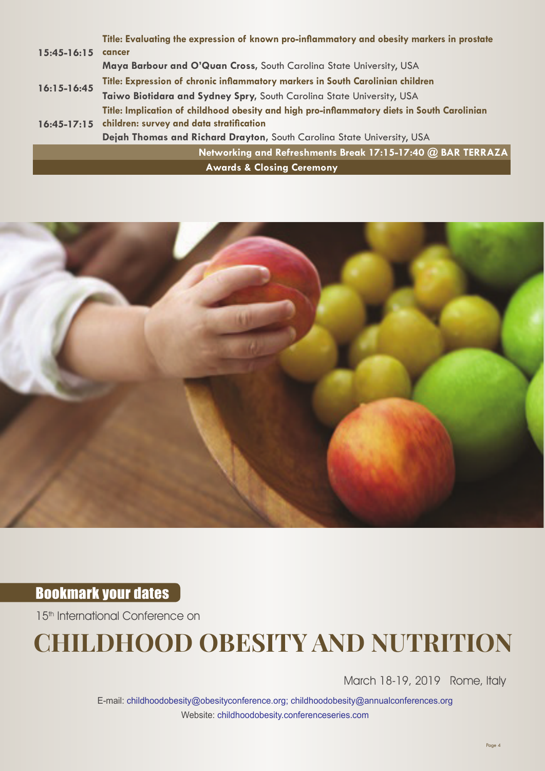| | |
|---|---|
| 15:45-16:15 | **Title: Evaluating the expression of known pro-inflammatory and obesity markers in prostate cancer**<br>**Maya Barbour and O'Quan Cross,** South Carolina State University, USA |
| 16:15-16:45 | **Title: Expression of chronic inflammatory markers in South Carolinian children**<br>**Taiwo Biotidara and Sydney Spry,** South Carolina State University, USA |
| 16:45-17:15 | **Title: Implication of childhood obesity and high pro-inflammatory diets in South Carolinian children: survey and data stratification**<br>**Dejah Thomas and Richard Drayton,** South Carolina State University, USA |

**Networking and Refreshments Break 17:15-17:40 @ BAR TERRAZA**

**Awards & Closing Ceremony**

## Bookmark your dates

15th International Conference on

# CHILDHOOD OBESITY AND NUTRITION

March 18-19, 2019 Rome, Italy

E-mail: childhoodobesity@obesityconference.org; childhoodobesity@annualconferences.org
Website: childhoodobesity.conferenceseries.com